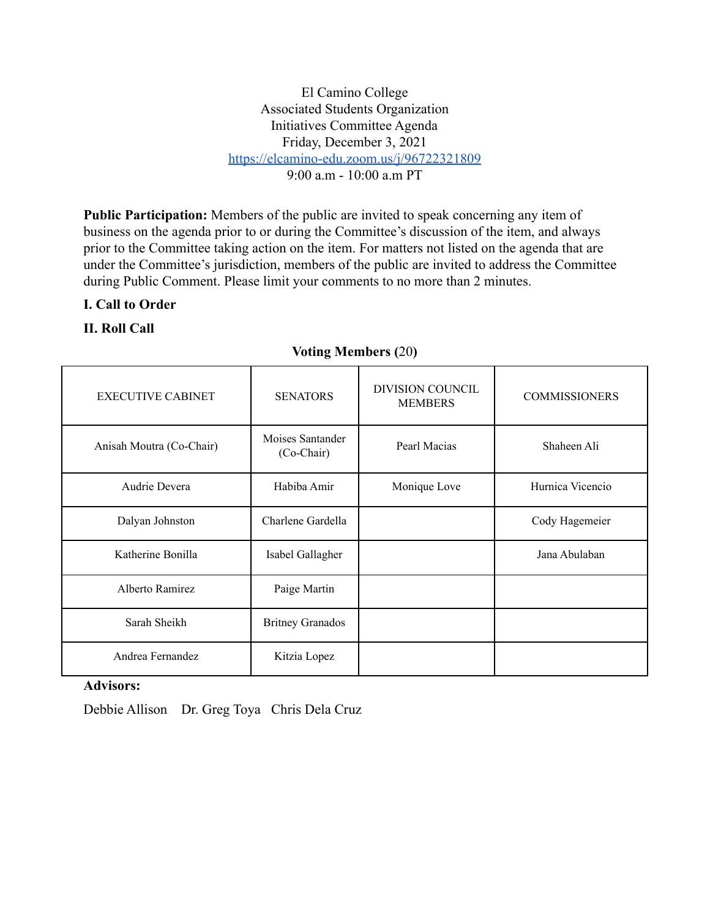El Camino College
Associated Students Organization
Initiatives Committee Agenda
Friday, December 3, 2021
https://elcamino-edu.zoom.us/j/96722321809
9:00 a.m - 10:00 a.m PT

**Public Participation:** Members of the public are invited to speak concerning any item of business on the agenda prior to or during the Committee's discussion of the item, and always prior to the Committee taking action on the item. For matters not listed on the agenda that are under the Committee's jurisdiction, members of the public are invited to address the Committee during Public Comment. Please limit your comments to no more than 2 minutes.

## I. Call to Order

## II. Roll Call

**Voting Members (20)**

| EXECUTIVE CABINET | SENATORS | DIVISION COUNCIL MEMBERS | COMMISSIONERS |
|---|---|---|---|
| Anisah Moutra (Co-Chair) | Moises Santander (Co-Chair) | Pearl Macias | Shaheen Ali |
| Audrie Devera | Habiba Amir | Monique Love | Hurnica Vicencio |
| Dalyan Johnston | Charlene Gardella | | Cody Hagemeier |
| Katherine Bonilla | Isabel Gallagher | | Jana Abulaban |
| Alberto Ramirez | Paige Martin | | |
| Sarah Sheikh | Britney Granados | | |
| Andrea Fernandez | Kitzia Lopez | | |

**Advisors:**

Debbie Allison    Dr. Greg Toya    Chris Dela Cruz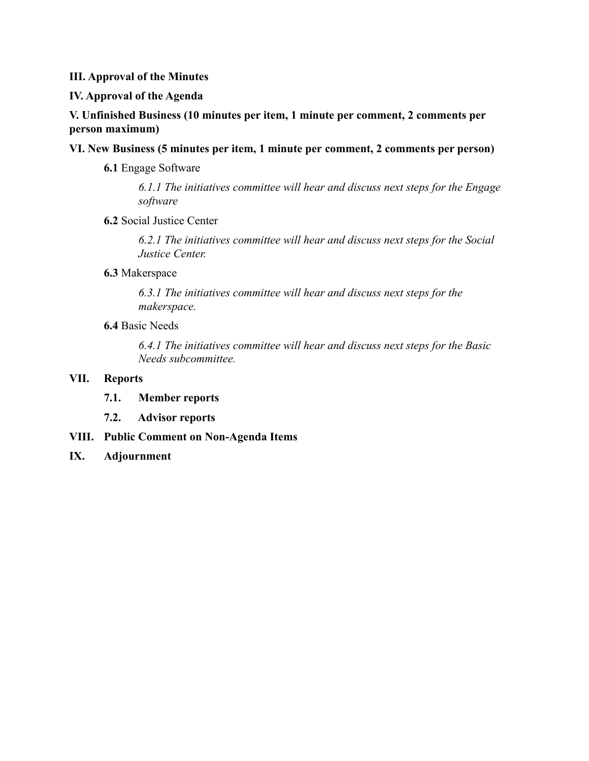**III. Approval of the Minutes**

**IV. Approval of the Agenda**

**V. Unfinished Business (10 minutes per item, 1 minute per comment, 2 comments per person maximum)**

**VI. New Business (5 minutes per item, 1 minute per comment, 2 comments per person)**

**6.1** Engage Software

*6.1.1 The initiatives committee will hear and discuss next steps for the Engage software*

**6.2** Social Justice Center

*6.2.1 The initiatives committee will hear and discuss next steps for the Social Justice Center.*

**6.3** Makerspace

*6.3.1 The initiatives committee will hear and discuss next steps for the makerspace.*

**6.4** Basic Needs

*6.4.1 The initiatives committee will hear and discuss next steps for the Basic Needs subcommittee.*

**VII. Reports**

**7.1. Member reports**

**7.2. Advisor reports**

**VIII. Public Comment on Non-Agenda Items**

**IX. Adjournment**